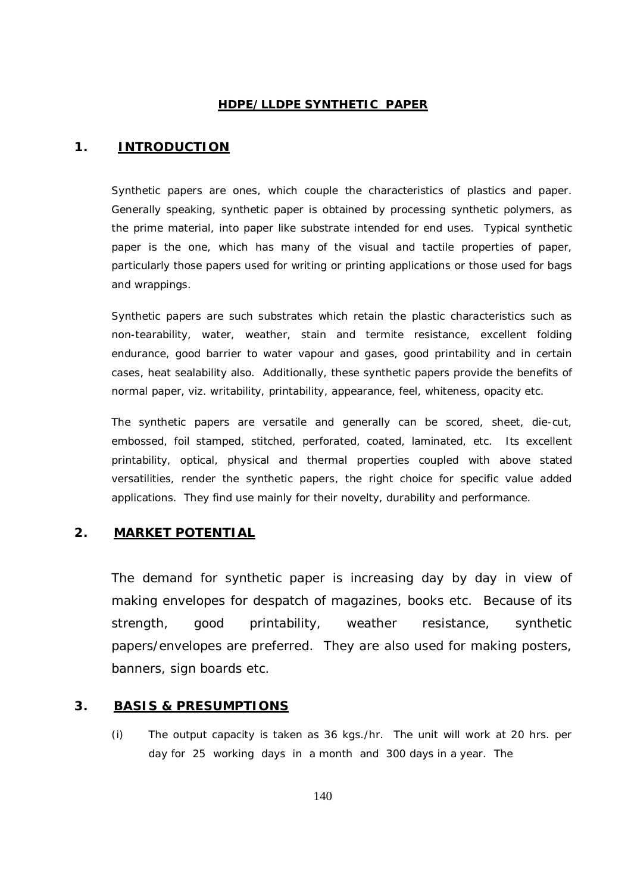# HDPE/LLDPE SYNTHETIC PAPER

## 1. INTRODUCTION

Synthetic papers are ones, which couple the characteristics of plastics and paper. Generally speaking, synthetic paper is obtained by processing synthetic polymers, as the prime material, into paper like substrate intended for end uses. Typical synthetic paper is the one, which has many of the visual and tactile properties of paper, particularly those papers used for writing or printing applications or those used for bags and wrappings.

Synthetic papers are such substrates which retain the plastic characteristics such as non-tearability, water, weather, stain and termite resistance, excellent folding endurance, good barrier to water vapour and gases, good printability and in certain cases, heat sealability also. Additionally, these synthetic papers provide the benefits of normal paper, viz. writability, printability, appearance, feel, whiteness, opacity etc.

The synthetic papers are versatile and generally can be scored, sheet, die-cut, embossed, foil stamped, stitched, perforated, coated, laminated, etc. Its excellent printability, optical, physical and thermal properties coupled with above stated versatilities, render the synthetic papers, the right choice for specific value added applications. They find use mainly for their novelty, durability and performance.

## 2. MARKET POTENTIAL

The demand for synthetic paper is increasing day by day in view of making envelopes for despatch of magazines, books etc. Because of its strength, good printability, weather resistance, synthetic papers/envelopes are preferred. They are also used for making posters, banners, sign boards etc.

## 3. BASIS & PRESUMPTIONS

(i) The output capacity is taken as 36 kgs./hr. The unit will work at 20 hrs. per day for 25 working days in a month and 300 days in a year. The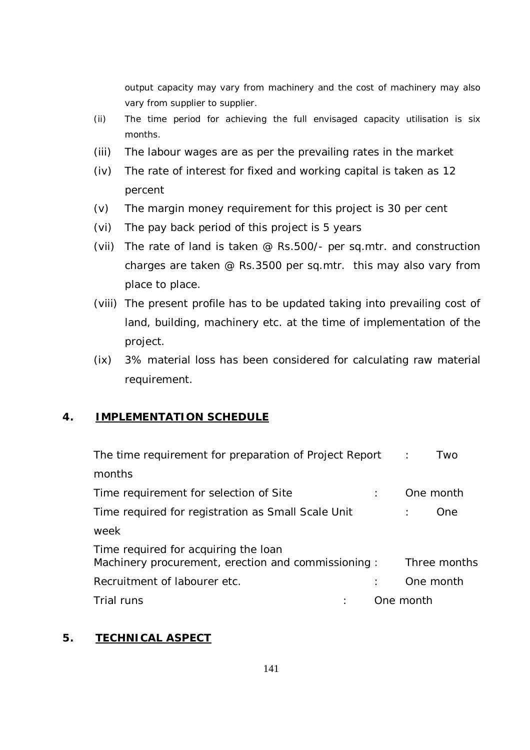output capacity may vary from machinery and the cost of machinery may also vary from supplier to supplier.

(ii) The time period for achieving the full envisaged capacity utilisation is six months.

(iii) The labour wages are as per the prevailing rates in the market

(iv) The rate of interest for fixed and working capital is taken as 12 percent

(v) The margin money requirement for this project is 30 per cent

(vi) The pay back period of this project is 5 years

(vii) The rate of land is taken @ Rs.500/- per sq.mtr. and construction charges are taken @ Rs.3500 per sq.mtr. this may also vary from place to place.

(viii) The present profile has to be updated taking into prevailing cost of land, building, machinery etc. at the time of implementation of the project.

(ix) 3% material loss has been considered for calculating raw material requirement.

## 4. IMPLEMENTATION SCHEDULE

| | | |
|---|---|---|
| The time requirement for preparation of Project Report | : | Two months |
| Time requirement for selection of Site | : | One month |
| Time required for registration as Small Scale Unit | : | One week |
| Time required for acquiring the loan<br>Machinery procurement, erection and commissioning | : | Three months |
| Recruitment of labourer etc. | : | One month |
| Trial runs | : | One month |

## 5. TECHNICAL ASPECT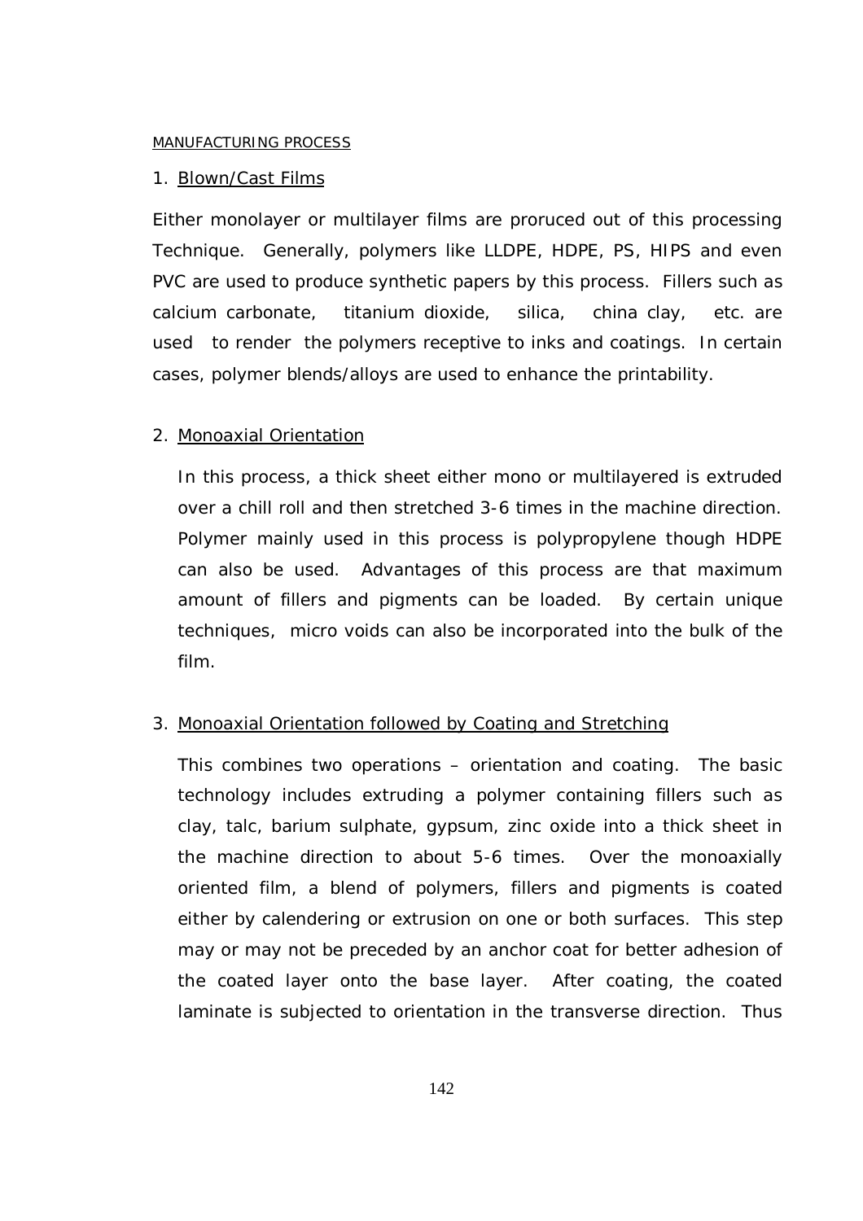MANUFACTURING PROCESS

1. Blown/Cast Films

Either monolayer or multilayer films are proruced out of this processing Technique. Generally, polymers like LLDPE, HDPE, PS, HIPS and even PVC are used to produce synthetic papers by this process. Fillers such as calcium carbonate, titanium dioxide, silica, china clay, etc. are used to render the polymers receptive to inks and coatings. In certain cases, polymer blends/alloys are used to enhance the printability.

2. Monoaxial Orientation

   In this process, a thick sheet either mono or multilayered is extruded over a chill roll and then stretched 3-6 times in the machine direction. Polymer mainly used in this process is polypropylene though HDPE can also be used. Advantages of this process are that maximum amount of fillers and pigments can be loaded. By certain unique techniques, micro voids can also be incorporated into the bulk of the film.

3. Monoaxial Orientation followed by Coating and Stretching

   This combines two operations – orientation and coating. The basic technology includes extruding a polymer containing fillers such as clay, talc, barium sulphate, gypsum, zinc oxide into a thick sheet in the machine direction to about 5-6 times. Over the monoaxially oriented film, a blend of polymers, fillers and pigments is coated either by calendering or extrusion on one or both surfaces. This step may or may not be preceded by an anchor coat for better adhesion of the coated layer onto the base layer. After coating, the coated laminate is subjected to orientation in the transverse direction. Thus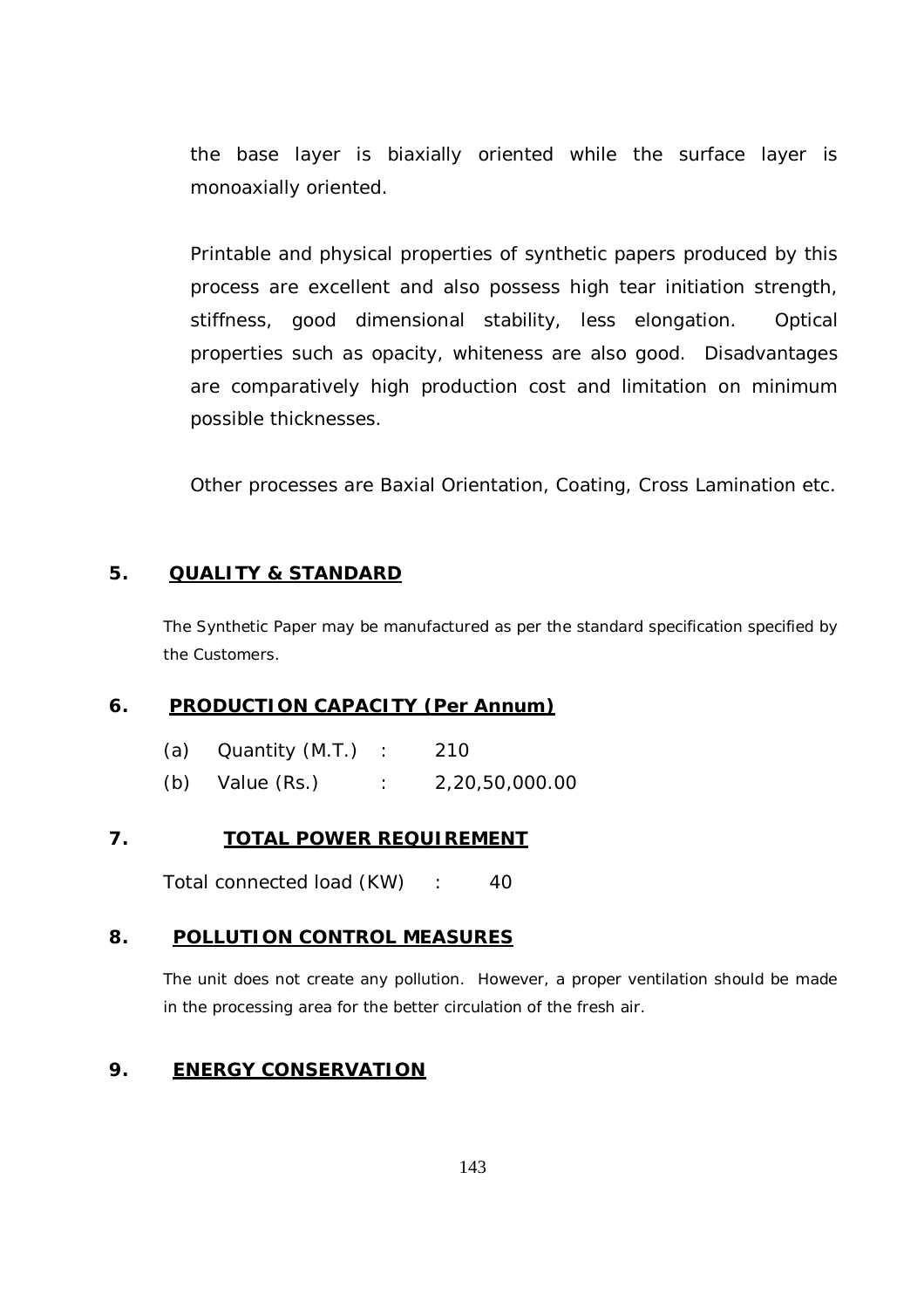the base layer is biaxially oriented while the surface layer is monoaxially oriented.

Printable and physical properties of synthetic papers produced by this process are excellent and also possess high tear initiation strength, stiffness, good dimensional stability, less elongation. Optical properties such as opacity, whiteness are also good. Disadvantages are comparatively high production cost and limitation on minimum possible thicknesses.

Other processes are Baxial Orientation, Coating, Cross Lamination etc.

## 5. QUALITY & STANDARD

The Synthetic Paper may be manufactured as per the standard specification specified by the Customers.

## 6. PRODUCTION CAPACITY (Per Annum)

(a) Quantity (M.T.) : 210

(b) Value (Rs.) : 2,20,50,000.00

## 7. TOTAL POWER REQUIREMENT

Total connected load (KW) : 40

## 8. POLLUTION CONTROL MEASURES

The unit does not create any pollution. However, a proper ventilation should be made in the processing area for the better circulation of the fresh air.

## 9. ENERGY CONSERVATION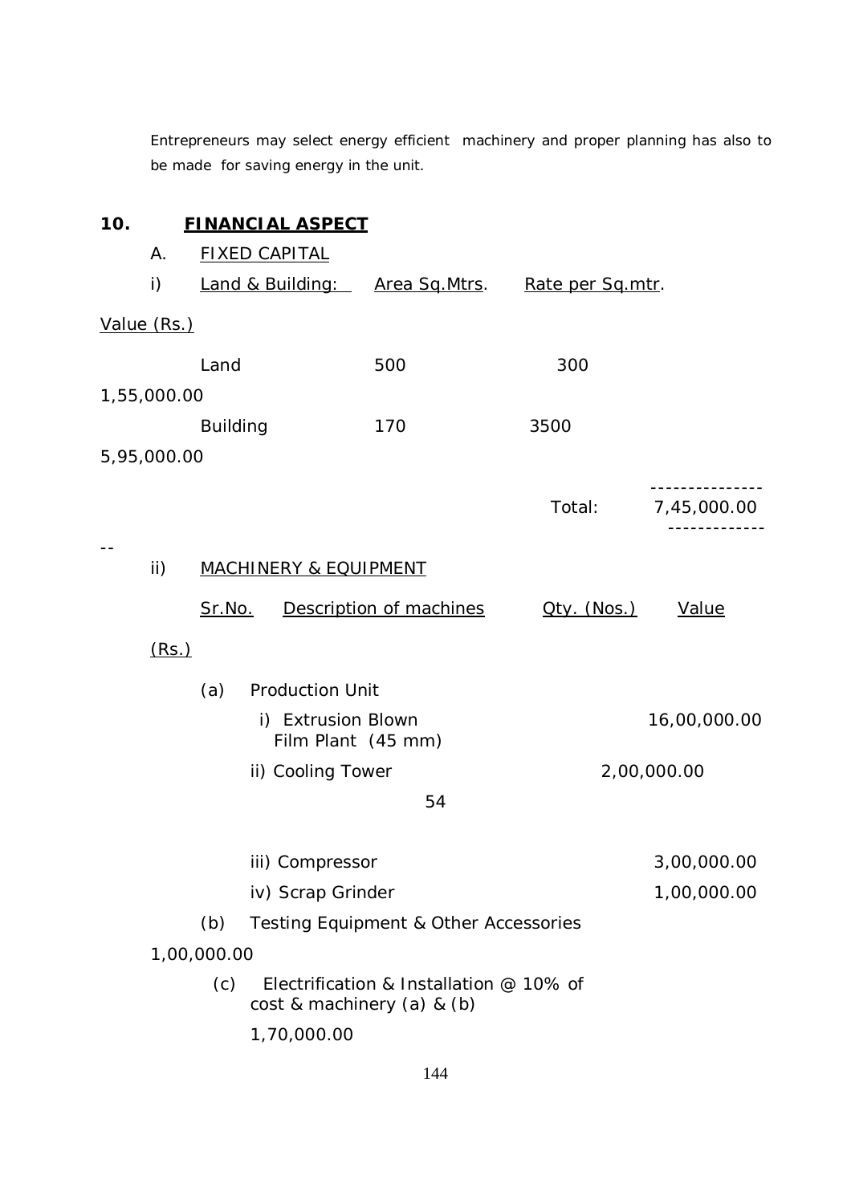Entrepreneurs may select energy efficient machinery and proper planning has also to be made for saving energy in the unit.

## 10. FINANCIAL ASPECT

### A. FIXED CAPITAL

**i) Land & Building:**

| | Area Sq.Mtrs. | Rate per Sq.mtr. | Value (Rs.) |
|---|---|---|---|
| Land | 500 | 300 | 1,55,000.00 |
| Building | 170 | 3500 | 5,95,000.00 |
| | | Total: | 7,45,000.00 |

**ii) MACHINERY & EQUIPMENT**

| Sr.No. | Description of machines | Qty. (Nos.) | Value (Rs.) |
|---|---|---|---|
| (a) | Production Unit | | |
| | i) Extrusion Blown Film Plant (45 mm) | | 16,00,000.00 |
| | ii) Cooling Tower | | 2,00,000.00 |
| | iii) Compressor | | 3,00,000.00 |
| | iv) Scrap Grinder | | 1,00,000.00 |
| (b) | Testing Equipment & Other Accessories | | 1,00,000.00 |
| (c) | Electrification & Installation @ 10% of cost & machinery (a) & (b) | | 1,70,000.00 |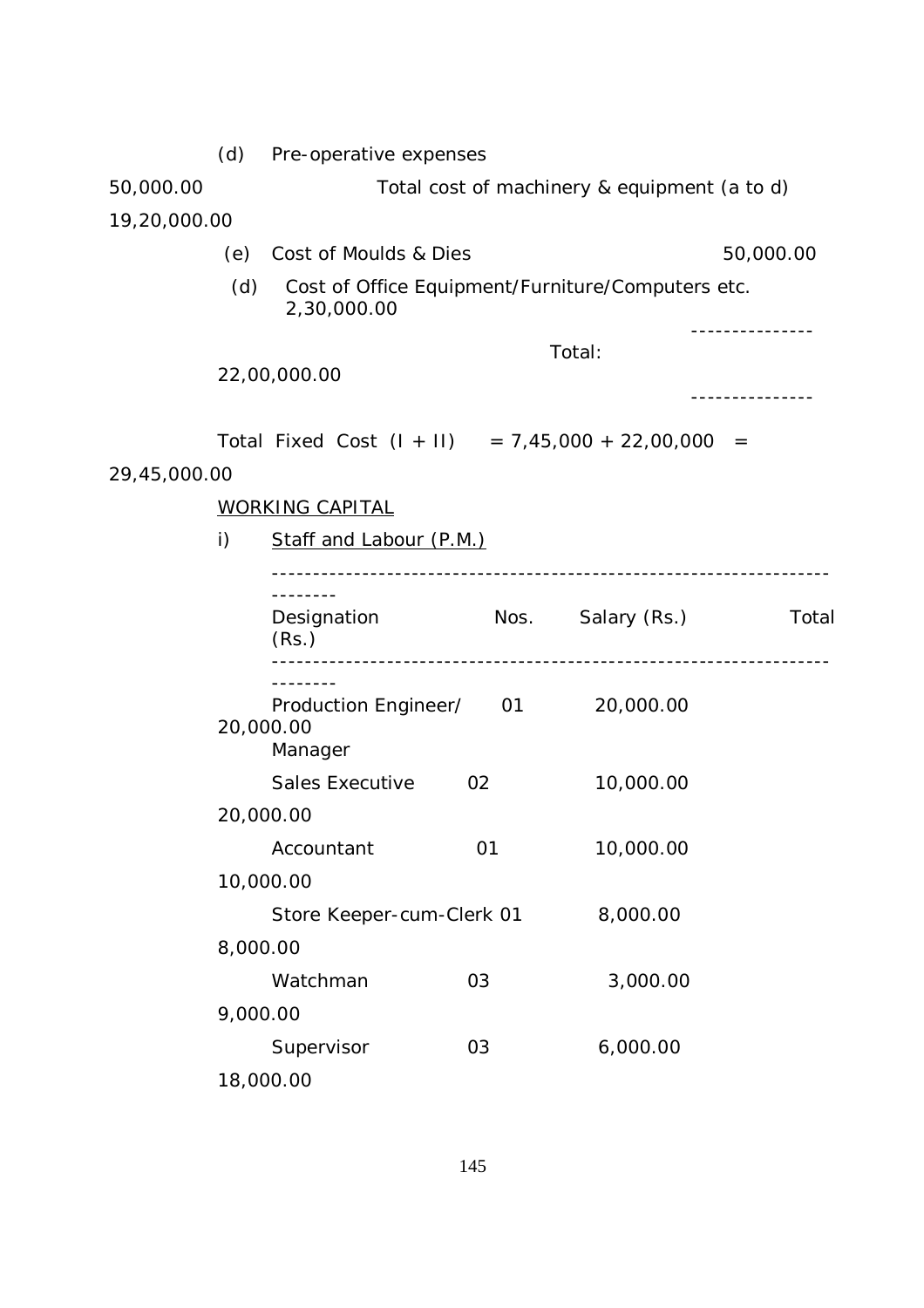(d) Pre-operative expenses 50,000.00

Total cost of machinery & equipment (a to d) 19,20,000.00

(e) Cost of Moulds & Dies 50,000.00

(d) Cost of Office Equipment/Furniture/Computers etc. 2,30,000.00

---------------

Total: 22,00,000.00

---------------

Total Fixed Cost (I + II) = 7,45,000 + 22,00,000 = 29,45,000.00

WORKING CAPITAL

i) Staff and Labour (P.M.)

| Designation | Nos. | Salary (Rs.) | Total (Rs.) |
|---|---|---|---|
| Production Engineer/ Manager | 01 | 20,000.00 | 20,000.00 |
| Sales Executive | 02 | 10,000.00 | 20,000.00 |
| Accountant | 01 | 10,000.00 | 10,000.00 |
| Store Keeper-cum-Clerk | 01 | 8,000.00 | 8,000.00 |
| Watchman | 03 | 3,000.00 | 9,000.00 |
| Supervisor | 03 | 6,000.00 | 18,000.00 |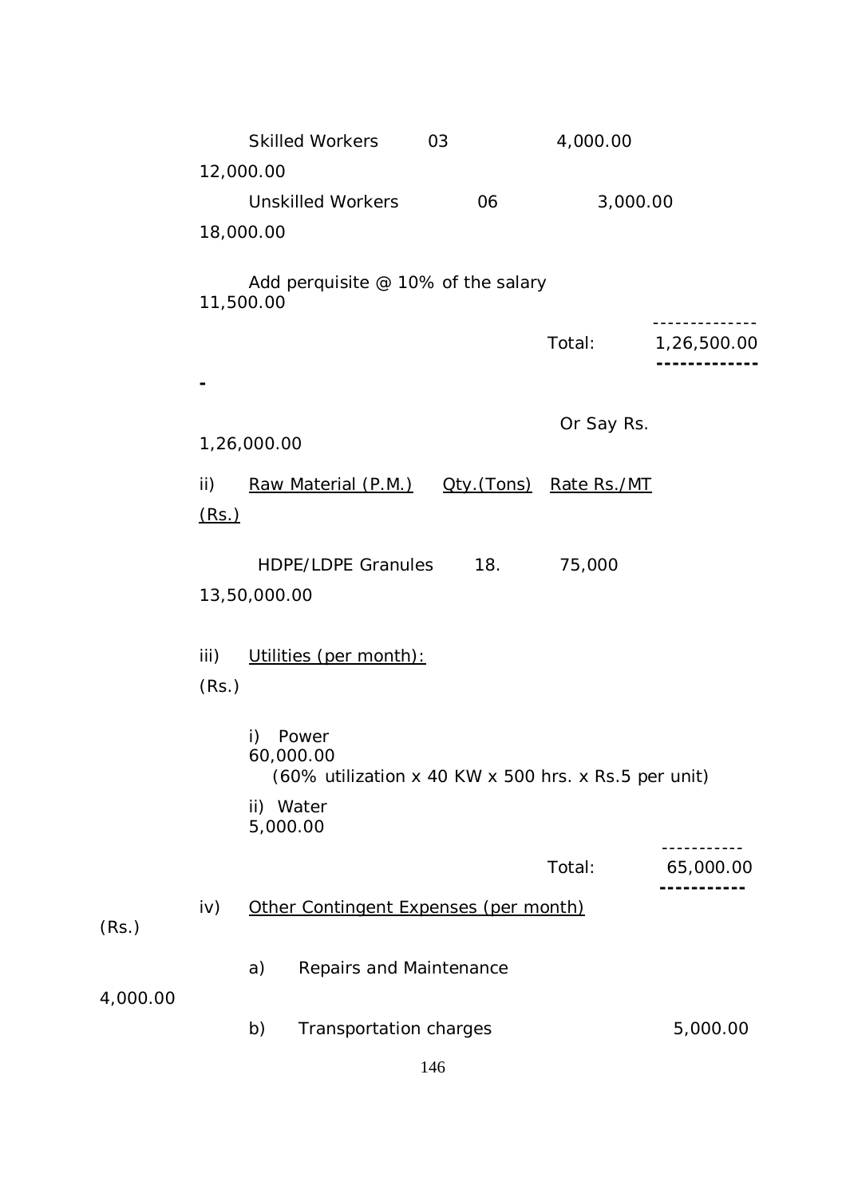| | | | |
|---|---|---|---|
| Skilled Workers | 03 | 4,000.00 | 12,000.00 |
| Unskilled Workers | 06 | 3,000.00 | 18,000.00 |
| Add perquisite @ 10% of the salary | | | 11,500.00 |
| | | Total: | 1,26,500.00 |
| | | Or Say Rs. | 1,26,000.00 |

ii) Raw Material (P.M.)

| | Qty.(Tons) | Rate Rs./MT | (Rs.) |
|---|---|---|---|
| HDPE/LDPE Granules | 18. | 75,000 | 13,50,000.00 |

iii) Utilities (per month):

| | (Rs.) |
|---|---|
| i) Power (60% utilization x 40 KW x 500 hrs. x Rs.5 per unit) | 60,000.00 |
| ii) Water | 5,000.00 |
| Total: | 65,000.00 |

iv) Other Contingent Expenses (per month)

| | (Rs.) |
|---|---|
| a) Repairs and Maintenance | 4,000.00 |
| b) Transportation charges | 5,000.00 |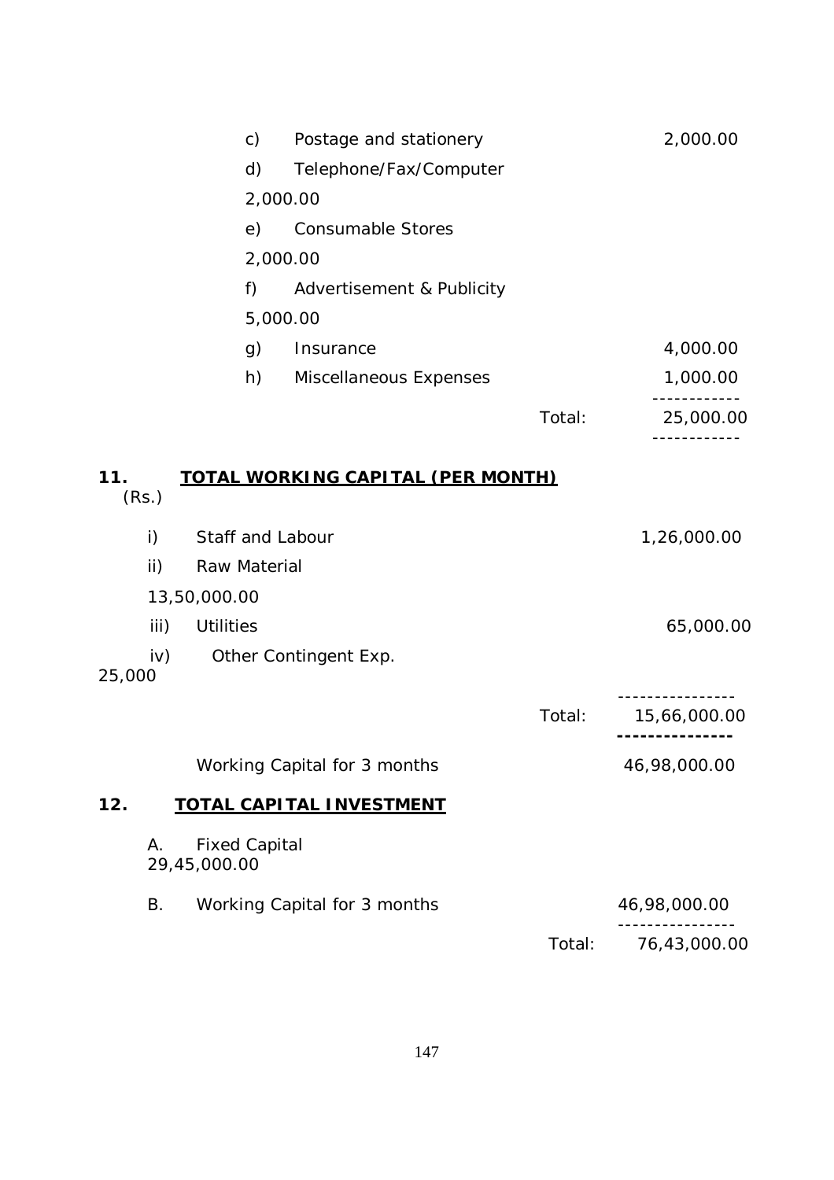| | | |
|---|---|---|
| c) | Postage and stationery | 2,000.00 |
| d) | Telephone/Fax/Computer | 2,000.00 |
| e) | Consumable Stores | 2,000.00 |
| f) | Advertisement & Publicity | 5,000.00 |
| g) | Insurance | 4,000.00 |
| h) | Miscellaneous Expenses | 1,000.00 |
| | Total: | 25,000.00 |

## 11. TOTAL WORKING CAPITAL (PER MONTH)

(Rs.)

| | | |
|---|---|---|
| i) | Staff and Labour | 1,26,000.00 |
| ii) | Raw Material | 13,50,000.00 |
| iii) | Utilities | 65,000.00 |
| iv) | Other Contingent Exp. | 25,000 |
| | Total: | 15,66,000.00 |
| | Working Capital for 3 months | 46,98,000.00 |

## 12. TOTAL CAPITAL INVESTMENT

| | | |
|---|---|---|
| A. | Fixed Capital | 29,45,000.00 |
| B. | Working Capital for 3 months | 46,98,000.00 |
| | Total: | 76,43,000.00 |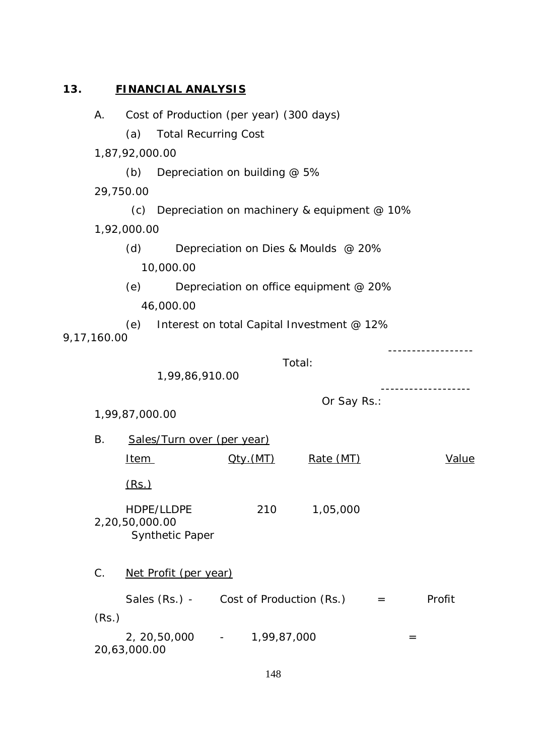## 13. FINANCIAL ANALYSIS

A. Cost of Production (per year) (300 days)

| | | Amount (Rs.) |
|---|---|---|
| (a) | Total Recurring Cost | 1,87,92,000.00 |
| (b) | Depreciation on building @ 5% | 29,750.00 |
| (c) | Depreciation on machinery & equipment @ 10% | 1,92,000.00 |
| (d) | Depreciation on Dies & Moulds @ 20% | 10,000.00 |
| (e) | Depreciation on office equipment @ 20% | 46,000.00 |
| (e) | Interest on total Capital Investment @ 12% | 9,17,160.00 |
| | Total: | 1,99,86,910.00 |
| | Or Say Rs.: | 1,99,87,000.00 |

B. Sales/Turn over (per year)

| Item | Qty.(MT) | Rate (MT) | Value (Rs.) |
|---|---|---|---|
| HDPE/LLDPE Synthetic Paper | 210 | 1,05,000 | 2,20,50,000.00 |

C. Net Profit (per year)

| Sales (Rs.) - | Cost of Production (Rs.) | = | Profit (Rs.) |
|---|---|---|---|
| 2, 20,50,000 - | 1,99,87,000 | = | 20,63,000.00 |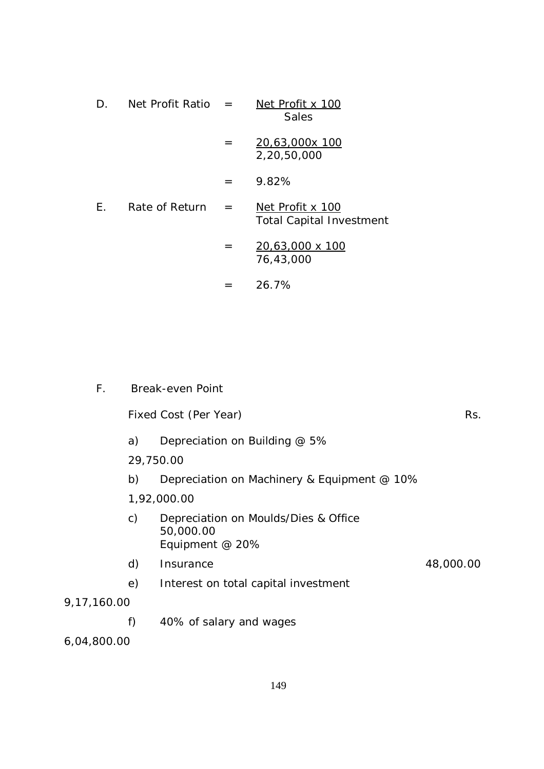D. Net Profit Ratio = $\frac{\text{Net Profit x 100}}{\text{Sales}}$

= $\frac{\text{20,63,000x 100}}{\text{2,20,50,000}}$

= 9.82%

E. Rate of Return = $\frac{\text{Net Profit x 100}}{\text{Total Capital Investment}}$

= $\frac{\text{20,63,000 x 100}}{\text{76,43,000}}$

= 26.7%

F. Break-even Point

| Fixed Cost (Per Year) | Rs. |
|---|---|
| a) Depreciation on Building @ 5% | 29,750.00 |
| b) Depreciation on Machinery & Equipment @ 10% | 1,92,000.00 |
| c) Depreciation on Moulds/Dies & Office Equipment @ 20% | 50,000.00 |
| d) Insurance | 48,000.00 |
| e) Interest on total capital investment | 9,17,160.00 |
| f) 40% of salary and wages | 6,04,800.00 |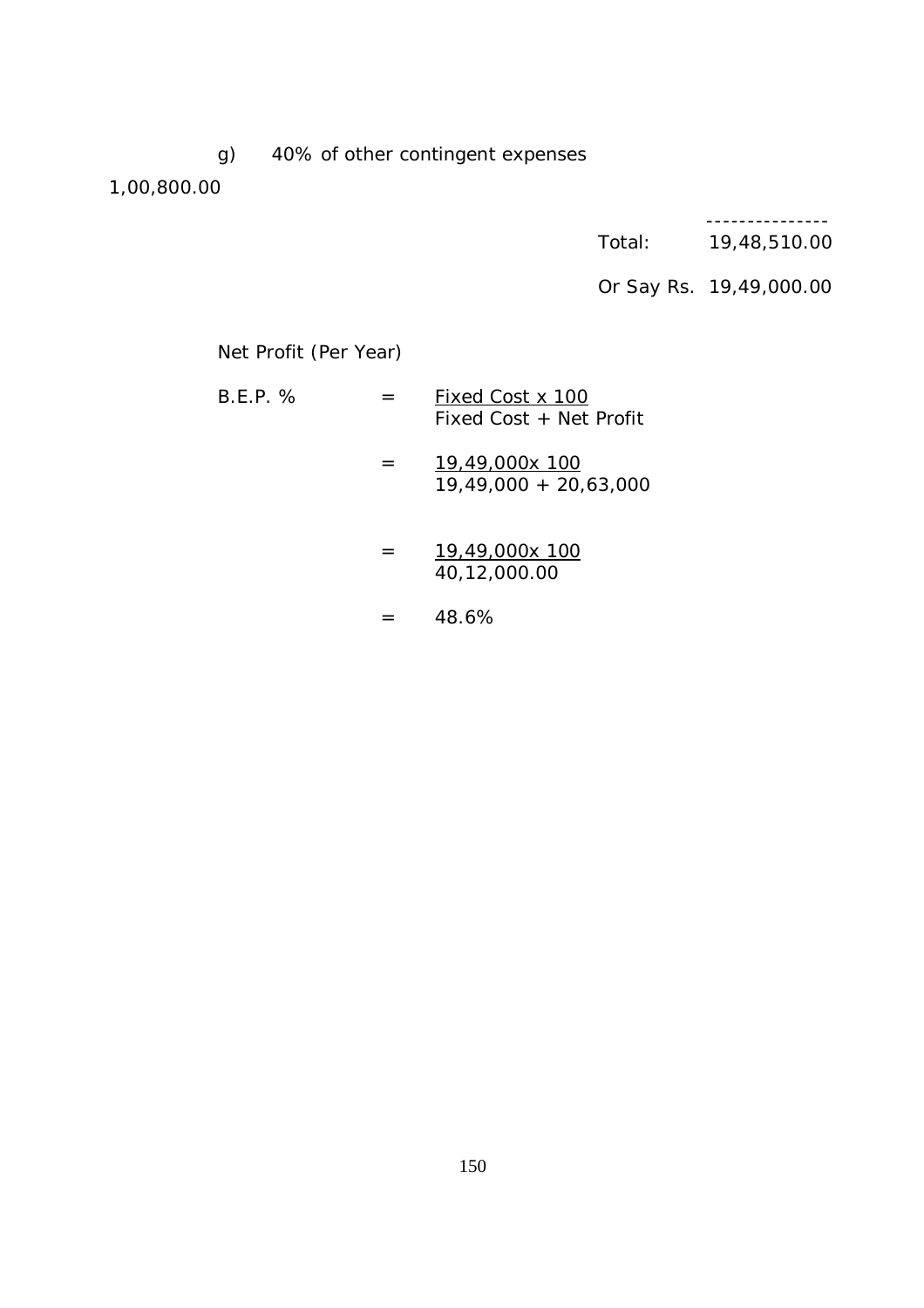g) 40% of other contingent expenses 1,00,800.00

---------------

Total: 19,48,510.00

Or Say Rs. 19,49,000.00

Net Profit (Per Year)

$$\text{B.E.P. \%} = \frac{\text{Fixed Cost x 100}}{\text{Fixed Cost + Net Profit}}$$

$$= \frac{19{,}49{,}000\text{x } 100}{19{,}49{,}000 + 20{,}63{,}000}$$

$$= \frac{19{,}49{,}000\text{x } 100}{40{,}12{,}000.00}$$

$$= 48.6\%$$